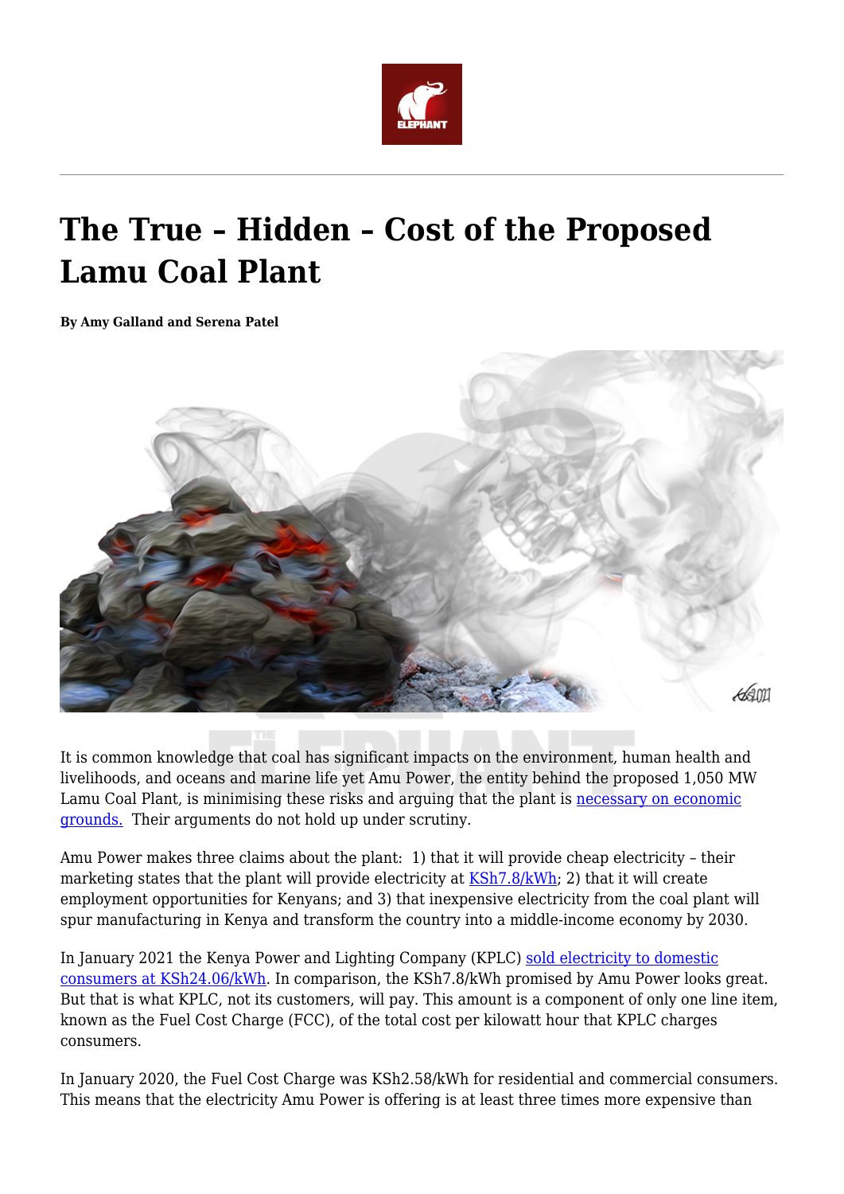# The True – Hidden – Cost of the Proposed Lamu Coal Plant

**By Amy Galland and Serena Patel**

It is common knowledge that coal has significant impacts on the environment, human health and livelihoods, and oceans and marine life yet Amu Power, the entity behind the proposed 1,050 MW Lamu Coal Plant, is minimising these risks and arguing that the plant is necessary on economic grounds. Their arguments do not hold up under scrutiny.

Amu Power makes three claims about the plant: 1) that it will provide cheap electricity – their marketing states that the plant will provide electricity at KSh7.8/kWh; 2) that it will create employment opportunities for Kenyans; and 3) that inexpensive electricity from the coal plant will spur manufacturing in Kenya and transform the country into a middle-income economy by 2030.

In January 2021 the Kenya Power and Lighting Company (KPLC) sold electricity to domestic consumers at KSh24.06/kWh. In comparison, the KSh7.8/kWh promised by Amu Power looks great. But that is what KPLC, not its customers, will pay. This amount is a component of only one line item, known as the Fuel Cost Charge (FCC), of the total cost per kilowatt hour that KPLC charges consumers.

In January 2020, the Fuel Cost Charge was KSh2.58/kWh for residential and commercial consumers. This means that the electricity Amu Power is offering is at least three times more expensive than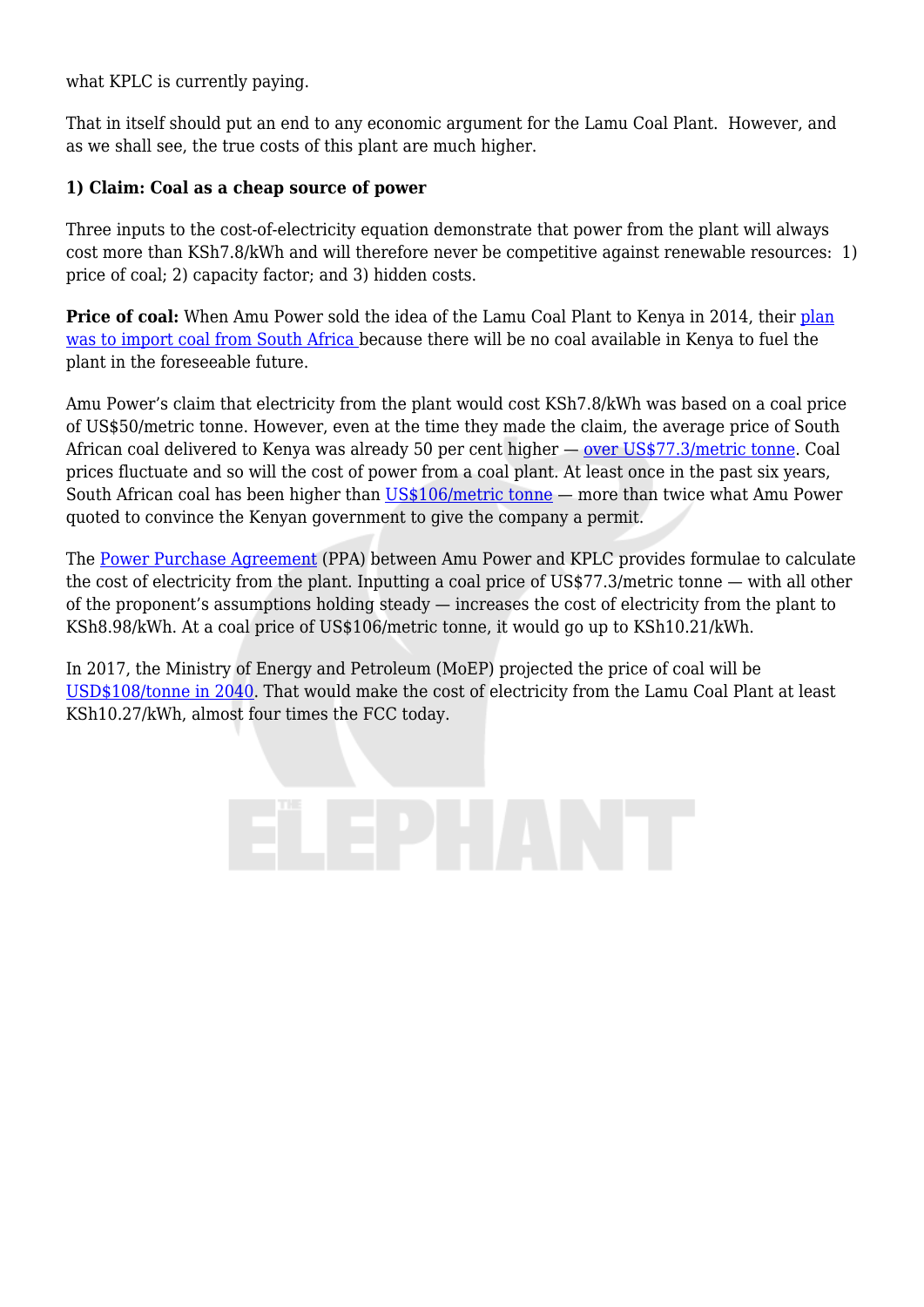what KPLC is currently paying.

That in itself should put an end to any economic argument for the Lamu Coal Plant. However, and as we shall see, the true costs of this plant are much higher.

**1) Claim: Coal as a cheap source of power**

Three inputs to the cost-of-electricity equation demonstrate that power from the plant will always cost more than KSh7.8/kWh and will therefore never be competitive against renewable resources: 1) price of coal; 2) capacity factor; and 3) hidden costs.

**Price of coal:** When Amu Power sold the idea of the Lamu Coal Plant to Kenya in 2014, their plan was to import coal from South Africa because there will be no coal available in Kenya to fuel the plant in the foreseeable future.

Amu Power's claim that electricity from the plant would cost KSh7.8/kWh was based on a coal price of US$50/metric tonne. However, even at the time they made the claim, the average price of South African coal delivered to Kenya was already 50 per cent higher — over US$77.3/metric tonne. Coal prices fluctuate and so will the cost of power from a coal plant. At least once in the past six years, South African coal has been higher than US$106/metric tonne — more than twice what Amu Power quoted to convince the Kenyan government to give the company a permit.

The Power Purchase Agreement (PPA) between Amu Power and KPLC provides formulae to calculate the cost of electricity from the plant. Inputting a coal price of US$77.3/metric tonne — with all other of the proponent's assumptions holding steady — increases the cost of electricity from the plant to KSh8.98/kWh. At a coal price of US$106/metric tonne, it would go up to KSh10.21/kWh.

In 2017, the Ministry of Energy and Petroleum (MoEP) projected the price of coal will be USD$108/tonne in 2040. That would make the cost of electricity from the Lamu Coal Plant at least KSh10.27/kWh, almost four times the FCC today.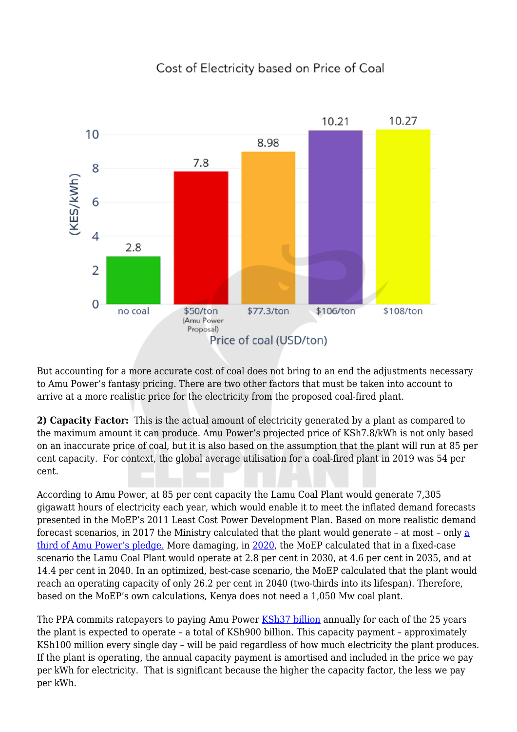Cost of Electricity based on Price of Coal

(KES/kWh)

10
8
6
4
2
0

2.8
7.8
8.98
10.21
10.27

no coal
$50/ton (Amu Power Proposal)
$77.3/ton
$106/ton
$108/ton

Price of coal (USD/ton)

But accounting for a more accurate cost of coal does not bring to an end the adjustments necessary to Amu Power's fantasy pricing. There are two other factors that must be taken into account to arrive at a more realistic price for the electricity from the proposed coal-fired plant.

**2) Capacity Factor:** This is the actual amount of electricity generated by a plant as compared to the maximum amount it can produce. Amu Power's projected price of KSh7.8/kWh is not only based on an inaccurate price of coal, but it is also based on the assumption that the plant will run at 85 per cent capacity. For context, the global average utilisation for a coal-fired plant in 2019 was 54 per cent.

According to Amu Power, at 85 per cent capacity the Lamu Coal Plant would generate 7,305 gigawatt hours of electricity each year, which would enable it to meet the inflated demand forecasts presented in the MoEP's 2011 Least Cost Power Development Plan. Based on more realistic demand forecast scenarios, in 2017 the Ministry calculated that the plant would generate – at most – only a third of Amu Power's pledge. More damaging, in 2020, the MoEP calculated that in a fixed-case scenario the Lamu Coal Plant would operate at 2.8 per cent in 2030, at 4.6 per cent in 2035, and at 14.4 per cent in 2040. In an optimized, best-case scenario, the MoEP calculated that the plant would reach an operating capacity of only 26.2 per cent in 2040 (two-thirds into its lifespan). Therefore, based on the MoEP's own calculations, Kenya does not need a 1,050 Mw coal plant.

The PPA commits ratepayers to paying Amu Power KSh37 billion annually for each of the 25 years the plant is expected to operate – a total of KSh900 billion. This capacity payment – approximately KSh100 million every single day – will be paid regardless of how much electricity the plant produces. If the plant is operating, the annual capacity payment is amortised and included in the price we pay per kWh for electricity. That is significant because the higher the capacity factor, the less we pay per kWh.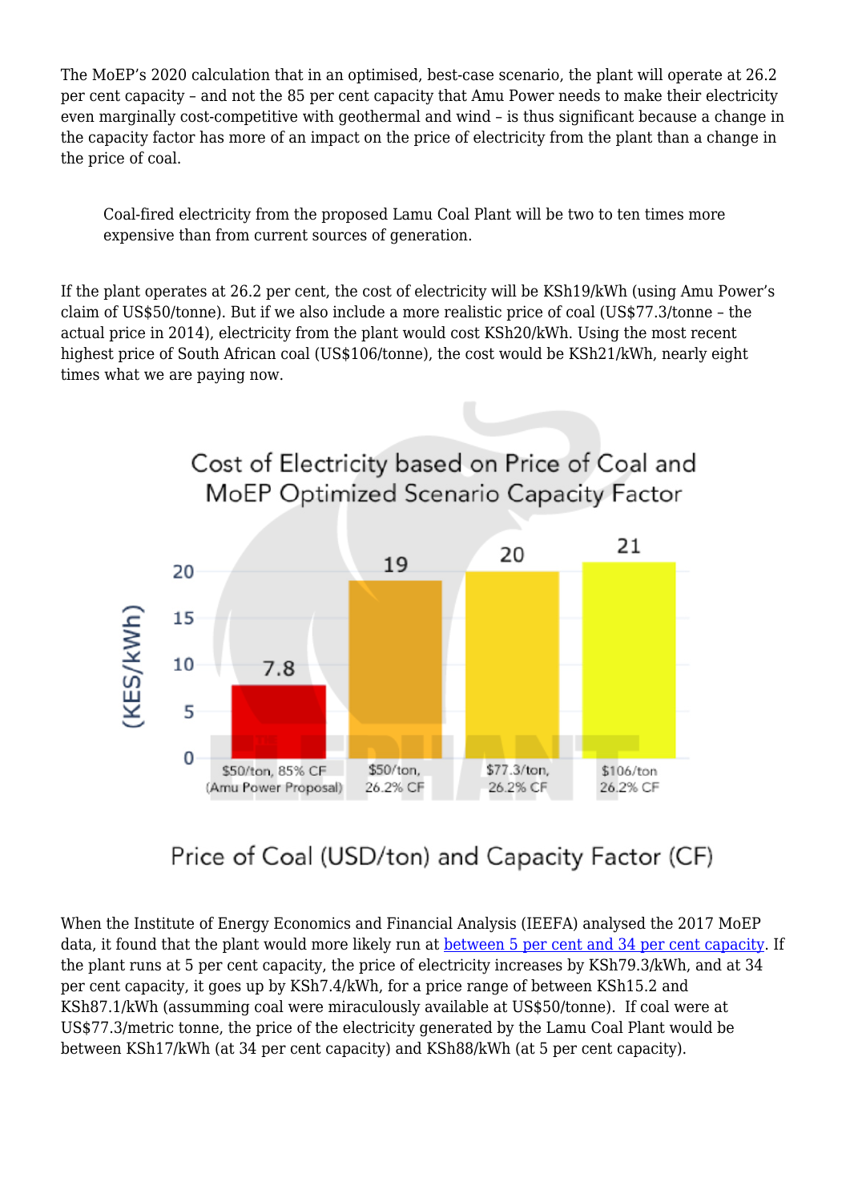The MoEP's 2020 calculation that in an optimised, best-case scenario, the plant will operate at 26.2 per cent capacity – and not the 85 per cent capacity that Amu Power needs to make their electricity even marginally cost-competitive with geothermal and wind – is thus significant because a change in the capacity factor has more of an impact on the price of electricity from the plant than a change in the price of coal.

> Coal-fired electricity from the proposed Lamu Coal Plant will be two to ten times more expensive than from current sources of generation.

If the plant operates at 26.2 per cent, the cost of electricity will be KSh19/kWh (using Amu Power's claim of US$50/tonne). But if we also include a more realistic price of coal (US$77.3/tonne – the actual price in 2014), electricity from the plant would cost KSh20/kWh. Using the most recent highest price of South African coal (US$106/tonne), the cost would be KSh21/kWh, nearly eight times what we are paying now.

Cost of Electricity based on Price of Coal and MoEP Optimized Scenario Capacity Factor

(KES/kWh)

0
5
10
15
20

7.8
19
20
21

$50/ton, 85% CF (Amu Power Proposal)
$50/ton, 26.2% CF
$77.3/ton, 26.2% CF
$106/ton 26.2% CF

Price of Coal (USD/ton) and Capacity Factor (CF)

When the Institute of Energy Economics and Financial Analysis (IEEFA) analysed the 2017 MoEP data, it found that the plant would more likely run at between 5 per cent and 34 per cent capacity. If the plant runs at 5 per cent capacity, the price of electricity increases by KSh79.3/kWh, and at 34 per cent capacity, it goes up by KSh7.4/kWh, for a price range of between KSh15.2 and KSh87.1/kWh (assumming coal were miraculously available at US$50/tonne). If coal were at US$77.3/metric tonne, the price of the electricity generated by the Lamu Coal Plant would be between KSh17/kWh (at 34 per cent capacity) and KSh88/kWh (at 5 per cent capacity).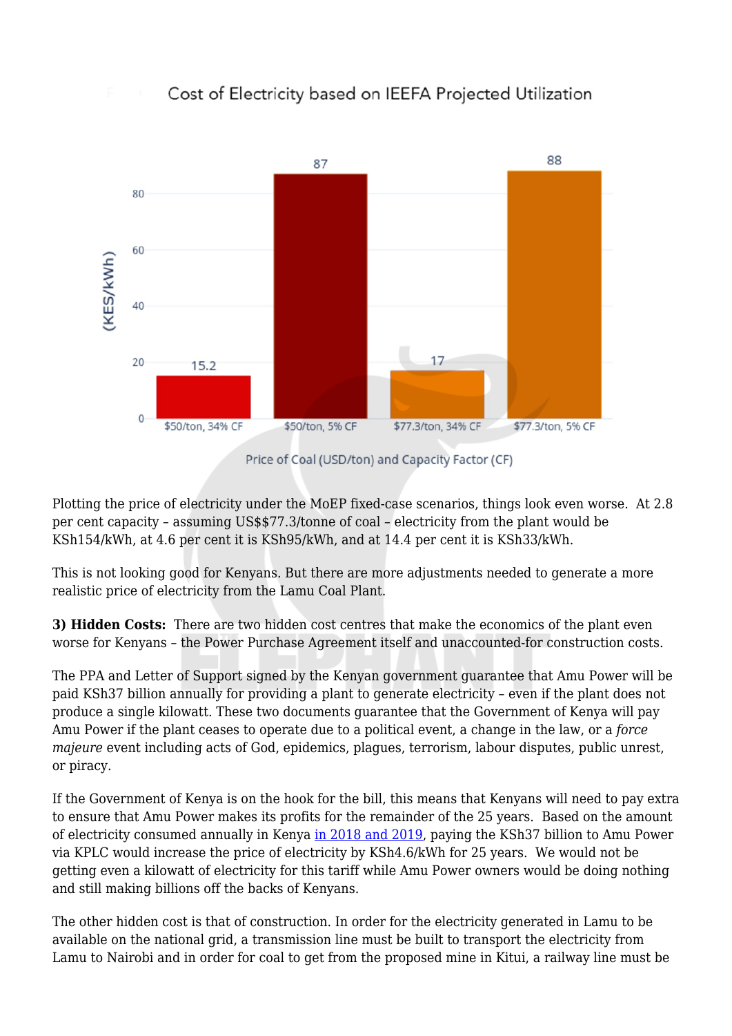Cost of Electricity based on IEEFA Projected Utilization

(KES/kWh)

0
20
40
60
80

15.2
87
17
88

$50/ton, 34% CF
$50/ton, 5% CF
$77.3/ton, 34% CF
$77.3/ton, 5% CF

Price of Coal (USD/ton) and Capacity Factor (CF)

Plotting the price of electricity under the MoEP fixed-case scenarios, things look even worse. At 2.8 per cent capacity – assuming US$$77.3/tonne of coal – electricity from the plant would be KSh154/kWh, at 4.6 per cent it is KSh95/kWh, and at 14.4 per cent it is KSh33/kWh.

This is not looking good for Kenyans. But there are more adjustments needed to generate a more realistic price of electricity from the Lamu Coal Plant.

**3) Hidden Costs:** There are two hidden cost centres that make the economics of the plant even worse for Kenyans – the Power Purchase Agreement itself and unaccounted-for construction costs.

The PPA and Letter of Support signed by the Kenyan government guarantee that Amu Power will be paid KSh37 billion annually for providing a plant to generate electricity – even if the plant does not produce a single kilowatt. These two documents guarantee that the Government of Kenya will pay Amu Power if the plant ceases to operate due to a political event, a change in the law, or a *force majeure* event including acts of God, epidemics, plagues, terrorism, labour disputes, public unrest, or piracy.

If the Government of Kenya is on the hook for the bill, this means that Kenyans will need to pay extra to ensure that Amu Power makes its profits for the remainder of the 25 years. Based on the amount of electricity consumed annually in Kenya [in 2018 and 2019](), paying the KSh37 billion to Amu Power via KPLC would increase the price of electricity by KSh4.6/kWh for 25 years. We would not be getting even a kilowatt of electricity for this tariff while Amu Power owners would be doing nothing and still making billions off the backs of Kenyans.

The other hidden cost is that of construction. In order for the electricity generated in Lamu to be available on the national grid, a transmission line must be built to transport the electricity from Lamu to Nairobi and in order for coal to get from the proposed mine in Kitui, a railway line must be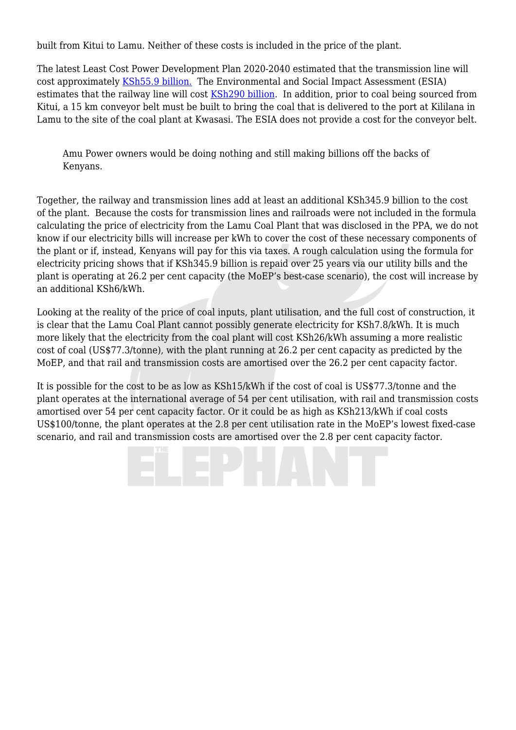built from Kitui to Lamu. Neither of these costs is included in the price of the plant.

The latest Least Cost Power Development Plan 2020-2040 estimated that the transmission line will cost approximately KSh55.9 billion. The Environmental and Social Impact Assessment (ESIA) estimates that the railway line will cost KSh290 billion. In addition, prior to coal being sourced from Kitui, a 15 km conveyor belt must be built to bring the coal that is delivered to the port at Kililana in Lamu to the site of the coal plant at Kwasasi. The ESIA does not provide a cost for the conveyor belt.

> Amu Power owners would be doing nothing and still making billions off the backs of Kenyans.

Together, the railway and transmission lines add at least an additional KSh345.9 billion to the cost of the plant. Because the costs for transmission lines and railroads were not included in the formula calculating the price of electricity from the Lamu Coal Plant that was disclosed in the PPA, we do not know if our electricity bills will increase per kWh to cover the cost of these necessary components of the plant or if, instead, Kenyans will pay for this via taxes. A rough calculation using the formula for electricity pricing shows that if KSh345.9 billion is repaid over 25 years via our utility bills and the plant is operating at 26.2 per cent capacity (the MoEP's best-case scenario), the cost will increase by an additional KSh6/kWh.

Looking at the reality of the price of coal inputs, plant utilisation, and the full cost of construction, it is clear that the Lamu Coal Plant cannot possibly generate electricity for KSh7.8/kWh. It is much more likely that the electricity from the coal plant will cost KSh26/kWh assuming a more realistic cost of coal (US$77.3/tonne), with the plant running at 26.2 per cent capacity as predicted by the MoEP, and that rail and transmission costs are amortised over the 26.2 per cent capacity factor.

It is possible for the cost to be as low as KSh15/kWh if the cost of coal is US$77.3/tonne and the plant operates at the international average of 54 per cent utilisation, with rail and transmission costs amortised over 54 per cent capacity factor. Or it could be as high as KSh213/kWh if coal costs US$100/tonne, the plant operates at the 2.8 per cent utilisation rate in the MoEP's lowest fixed-case scenario, and rail and transmission costs are amortised over the 2.8 per cent capacity factor.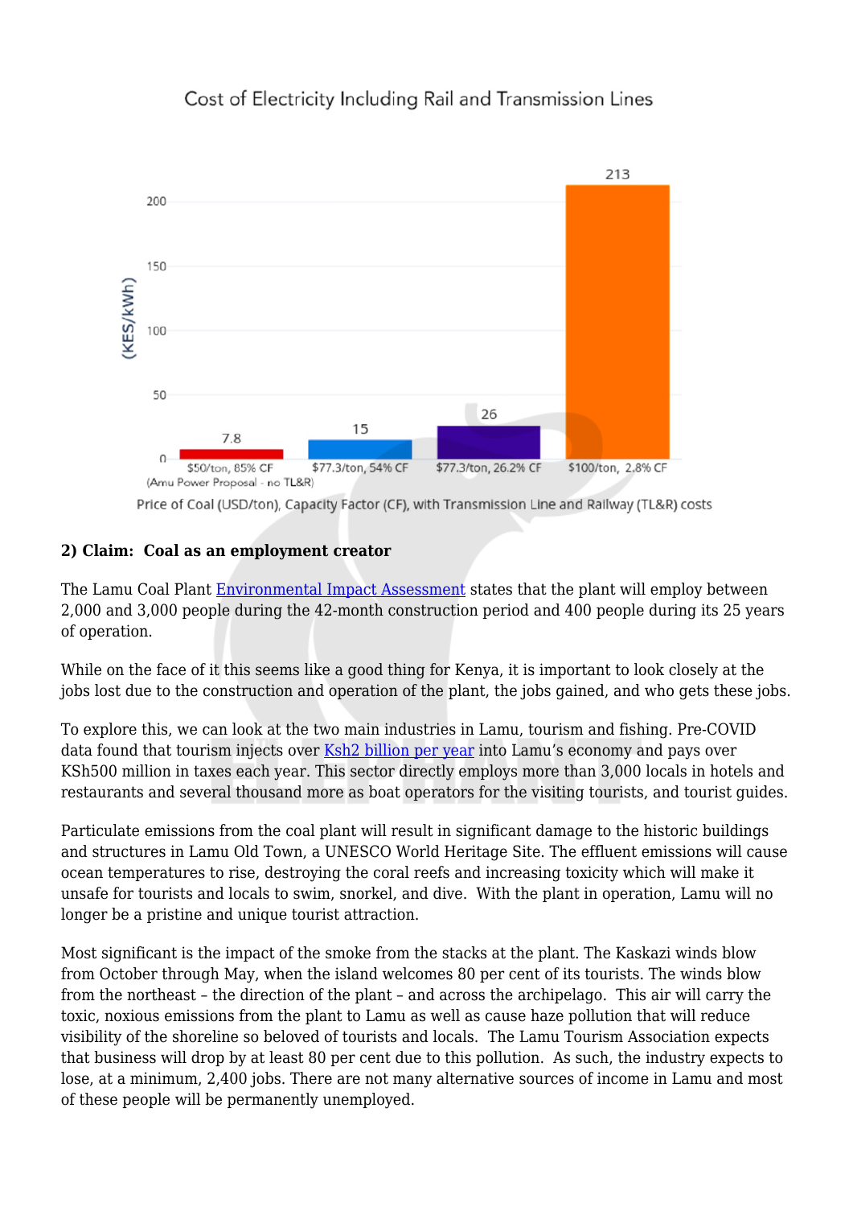Cost of Electricity Including Rail and Transmission Lines

(KES/kWh)

0
50
100
150
200

7.8
15
26
213

$50/ton, 85% CF (Amu Power Proposal - no TL&R)
$77.3/ton, 54% CF
$77.3/ton, 26.2% CF
$100/ton, 2.8% CF

Price of Coal (USD/ton), Capacity Factor (CF), with Transmission Line and Railway (TL&R) costs

**2) Claim: Coal as an employment creator**

The Lamu Coal Plant Environmental Impact Assessment states that the plant will employ between 2,000 and 3,000 people during the 42-month construction period and 400 people during its 25 years of operation.

While on the face of it this seems like a good thing for Kenya, it is important to look closely at the jobs lost due to the construction and operation of the plant, the jobs gained, and who gets these jobs.

To explore this, we can look at the two main industries in Lamu, tourism and fishing. Pre-COVID data found that tourism injects over Ksh2 billion per year into Lamu's economy and pays over KSh500 million in taxes each year. This sector directly employs more than 3,000 locals in hotels and restaurants and several thousand more as boat operators for the visiting tourists, and tourist guides.

Particulate emissions from the coal plant will result in significant damage to the historic buildings and structures in Lamu Old Town, a UNESCO World Heritage Site. The effluent emissions will cause ocean temperatures to rise, destroying the coral reefs and increasing toxicity which will make it unsafe for tourists and locals to swim, snorkel, and dive. With the plant in operation, Lamu will no longer be a pristine and unique tourist attraction.

Most significant is the impact of the smoke from the stacks at the plant. The Kaskazi winds blow from October through May, when the island welcomes 80 per cent of its tourists. The winds blow from the northeast – the direction of the plant – and across the archipelago. This air will carry the toxic, noxious emissions from the plant to Lamu as well as cause haze pollution that will reduce visibility of the shoreline so beloved of tourists and locals. The Lamu Tourism Association expects that business will drop by at least 80 per cent due to this pollution. As such, the industry expects to lose, at a minimum, 2,400 jobs. There are not many alternative sources of income in Lamu and most of these people will be permanently unemployed.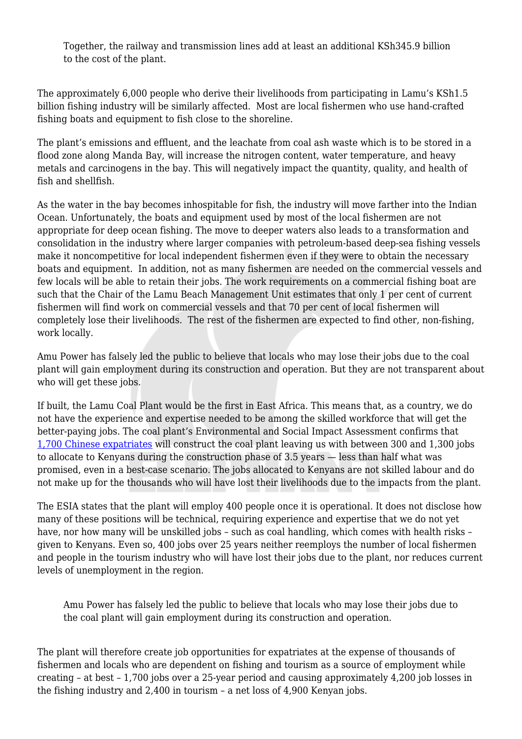> Together, the railway and transmission lines add at least an additional KSh345.9 billion to the cost of the plant.

The approximately 6,000 people who derive their livelihoods from participating in Lamu's KSh1.5 billion fishing industry will be similarly affected. Most are local fishermen who use hand-crafted fishing boats and equipment to fish close to the shoreline.

The plant's emissions and effluent, and the leachate from coal ash waste which is to be stored in a flood zone along Manda Bay, will increase the nitrogen content, water temperature, and heavy metals and carcinogens in the bay. This will negatively impact the quantity, quality, and health of fish and shellfish.

As the water in the bay becomes inhospitable for fish, the industry will move farther into the Indian Ocean. Unfortunately, the boats and equipment used by most of the local fishermen are not appropriate for deep ocean fishing. The move to deeper waters also leads to a transformation and consolidation in the industry where larger companies with petroleum-based deep-sea fishing vessels make it noncompetitive for local independent fishermen even if they were to obtain the necessary boats and equipment. In addition, not as many fishermen are needed on the commercial vessels and few locals will be able to retain their jobs. The work requirements on a commercial fishing boat are such that the Chair of the Lamu Beach Management Unit estimates that only 1 per cent of current fishermen will find work on commercial vessels and that 70 per cent of local fishermen will completely lose their livelihoods. The rest of the fishermen are expected to find other, non-fishing, work locally.

Amu Power has falsely led the public to believe that locals who may lose their jobs due to the coal plant will gain employment during its construction and operation. But they are not transparent about who will get these jobs.

If built, the Lamu Coal Plant would be the first in East Africa. This means that, as a country, we do not have the experience and expertise needed to be among the skilled workforce that will get the better-paying jobs. The coal plant's Environmental and Social Impact Assessment confirms that [1,700 Chinese expatriates] will construct the coal plant leaving us with between 300 and 1,300 jobs to allocate to Kenyans during the construction phase of 3.5 years — less than half what was promised, even in a best-case scenario. The jobs allocated to Kenyans are not skilled labour and do not make up for the thousands who will have lost their livelihoods due to the impacts from the plant.

The ESIA states that the plant will employ 400 people once it is operational. It does not disclose how many of these positions will be technical, requiring experience and expertise that we do not yet have, nor how many will be unskilled jobs – such as coal handling, which comes with health risks – given to Kenyans. Even so, 400 jobs over 25 years neither reemploys the number of local fishermen and people in the tourism industry who will have lost their jobs due to the plant, nor reduces current levels of unemployment in the region.

> Amu Power has falsely led the public to believe that locals who may lose their jobs due to the coal plant will gain employment during its construction and operation.

The plant will therefore create job opportunities for expatriates at the expense of thousands of fishermen and locals who are dependent on fishing and tourism as a source of employment while creating – at best – 1,700 jobs over a 25-year period and causing approximately 4,200 job losses in the fishing industry and 2,400 in tourism – a net loss of 4,900 Kenyan jobs.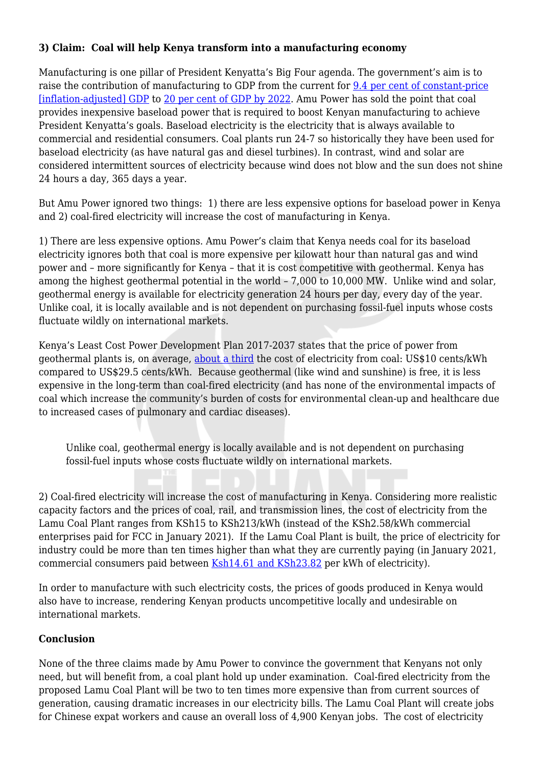**3) Claim: Coal will help Kenya transform into a manufacturing economy**

Manufacturing is one pillar of President Kenyatta's Big Four agenda. The government's aim is to raise the contribution of manufacturing to GDP from the current for 9.4 per cent of constant-price [inflation-adjusted] GDP to 20 per cent of GDP by 2022. Amu Power has sold the point that coal provides inexpensive baseload power that is required to boost Kenyan manufacturing to achieve President Kenyatta's goals. Baseload electricity is the electricity that is always available to commercial and residential consumers. Coal plants run 24-7 so historically they have been used for baseload electricity (as have natural gas and diesel turbines). In contrast, wind and solar are considered intermittent sources of electricity because wind does not blow and the sun does not shine 24 hours a day, 365 days a year.

But Amu Power ignored two things: 1) there are less expensive options for baseload power in Kenya and 2) coal-fired electricity will increase the cost of manufacturing in Kenya.

1) There are less expensive options. Amu Power's claim that Kenya needs coal for its baseload electricity ignores both that coal is more expensive per kilowatt hour than natural gas and wind power and – more significantly for Kenya – that it is cost competitive with geothermal. Kenya has among the highest geothermal potential in the world – 7,000 to 10,000 MW. Unlike wind and solar, geothermal energy is available for electricity generation 24 hours per day, every day of the year. Unlike coal, it is locally available and is not dependent on purchasing fossil-fuel inputs whose costs fluctuate wildly on international markets.

Kenya's Least Cost Power Development Plan 2017-2037 states that the price of power from geothermal plants is, on average, about a third the cost of electricity from coal: US$10 cents/kWh compared to US$29.5 cents/kWh. Because geothermal (like wind and sunshine) is free, it is less expensive in the long-term than coal-fired electricity (and has none of the environmental impacts of coal which increase the community's burden of costs for environmental clean-up and healthcare due to increased cases of pulmonary and cardiac diseases).

> Unlike coal, geothermal energy is locally available and is not dependent on purchasing fossil-fuel inputs whose costs fluctuate wildly on international markets.

2) Coal-fired electricity will increase the cost of manufacturing in Kenya. Considering more realistic capacity factors and the prices of coal, rail, and transmission lines, the cost of electricity from the Lamu Coal Plant ranges from KSh15 to KSh213/kWh (instead of the KSh2.58/kWh commercial enterprises paid for FCC in January 2021). If the Lamu Coal Plant is built, the price of electricity for industry could be more than ten times higher than what they are currently paying (in January 2021, commercial consumers paid between Ksh14.61 and KSh23.82 per kWh of electricity).

In order to manufacture with such electricity costs, the prices of goods produced in Kenya would also have to increase, rendering Kenyan products uncompetitive locally and undesirable on international markets.

**Conclusion**

None of the three claims made by Amu Power to convince the government that Kenyans not only need, but will benefit from, a coal plant hold up under examination. Coal-fired electricity from the proposed Lamu Coal Plant will be two to ten times more expensive than from current sources of generation, causing dramatic increases in our electricity bills. The Lamu Coal Plant will create jobs for Chinese expat workers and cause an overall loss of 4,900 Kenyan jobs. The cost of electricity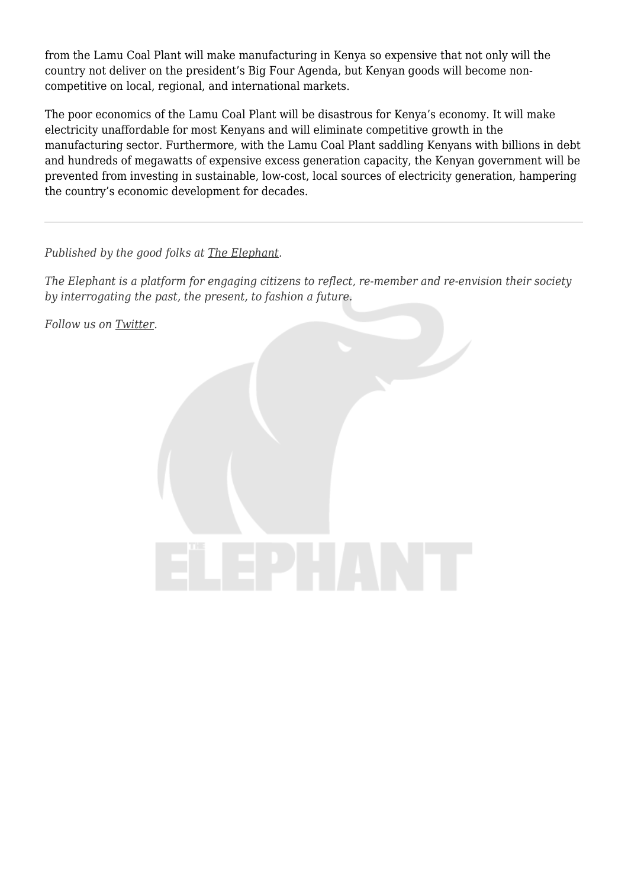from the Lamu Coal Plant will make manufacturing in Kenya so expensive that not only will the country not deliver on the president's Big Four Agenda, but Kenyan goods will become non-competitive on local, regional, and international markets.

The poor economics of the Lamu Coal Plant will be disastrous for Kenya's economy. It will make electricity unaffordable for most Kenyans and will eliminate competitive growth in the manufacturing sector. Furthermore, with the Lamu Coal Plant saddling Kenyans with billions in debt and hundreds of megawatts of expensive excess generation capacity, the Kenyan government will be prevented from investing in sustainable, low-cost, local sources of electricity generation, hampering the country's economic development for decades.

---

*Published by the good folks at The Elephant.*

*The Elephant is a platform for engaging citizens to reflect, re-member and re-envision their society by interrogating the past, the present, to fashion a future.*

*Follow us on Twitter.*